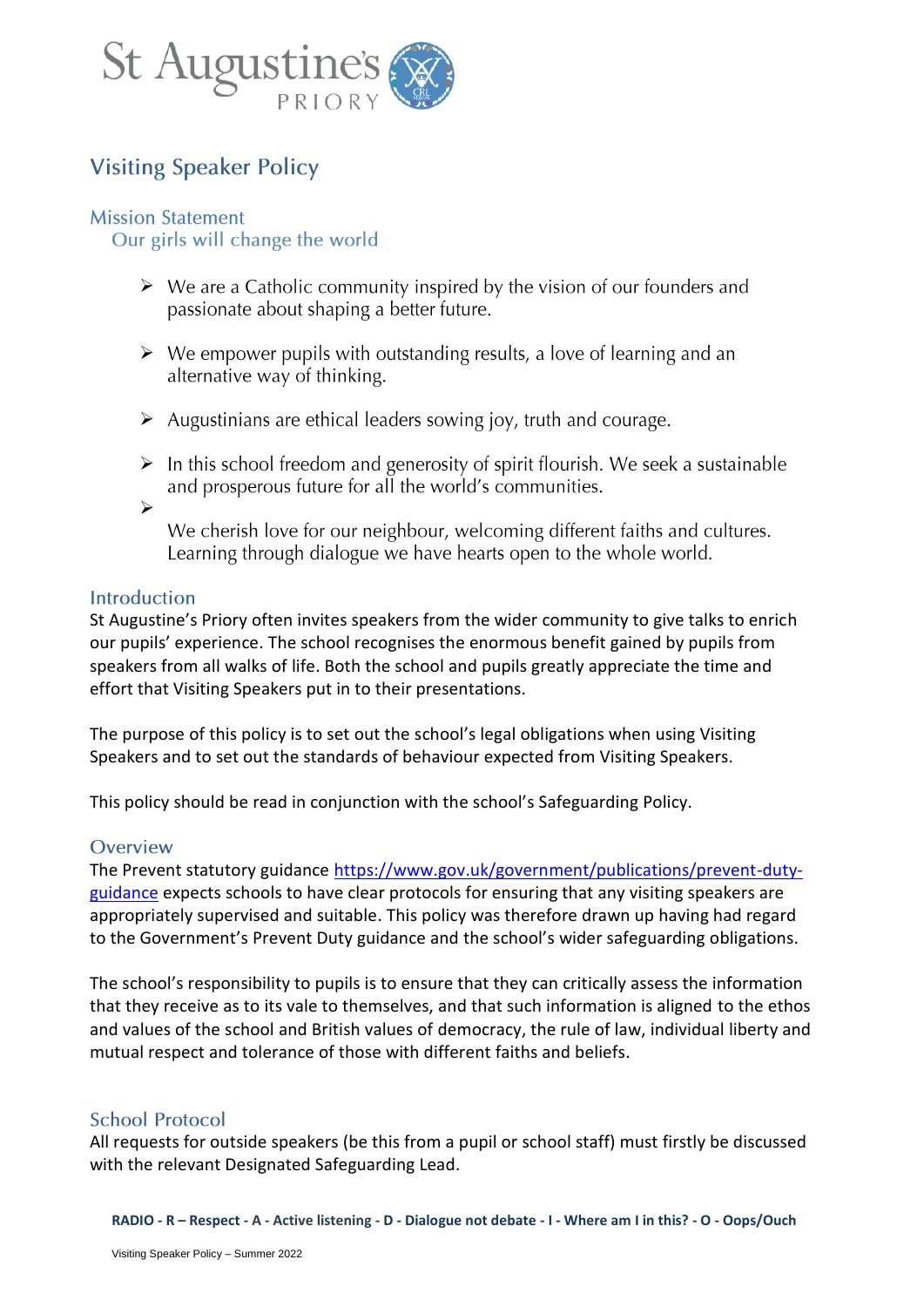St Augustine's PRIORY

# Visiting Speaker Policy

## Mission Statement

### Our girls will change the world

- We are a Catholic community inspired by the vision of our founders and passionate about shaping a better future.
- We empower pupils with outstanding results, a love of learning and an alternative way of thinking.
- Augustinians are ethical leaders sowing joy, truth and courage.
- In this school freedom and generosity of spirit flourish. We seek a sustainable and prosperous future for all the world's communities.
- We cherish love for our neighbour, welcoming different faiths and cultures. Learning through dialogue we have hearts open to the whole world.

## Introduction

St Augustine's Priory often invites speakers from the wider community to give talks to enrich our pupils' experience. The school recognises the enormous benefit gained by pupils from speakers from all walks of life. Both the school and pupils greatly appreciate the time and effort that Visiting Speakers put in to their presentations.

The purpose of this policy is to set out the school's legal obligations when using Visiting Speakers and to set out the standards of behaviour expected from Visiting Speakers.

This policy should be read in conjunction with the school's Safeguarding Policy.

## Overview

The Prevent statutory guidance [https://www.gov.uk/government/publications/prevent-duty-guidance](https://www.gov.uk/government/publications/prevent-duty-guidance) expects schools to have clear protocols for ensuring that any visiting speakers are appropriately supervised and suitable. This policy was therefore drawn up having had regard to the Government's Prevent Duty guidance and the school's wider safeguarding obligations.

The school's responsibility to pupils is to ensure that they can critically assess the information that they receive as to its vale to themselves, and that such information is aligned to the ethos and values of the school and British values of democracy, the rule of law, individual liberty and mutual respect and tolerance of those with different faiths and beliefs.

## School Protocol

All requests for outside speakers (be this from a pupil or school staff) must firstly be discussed with the relevant Designated Safeguarding Lead.

**RADIO - R – Respect - A - Active listening - D - Dialogue not debate - I - Where am I in this? - O - Oops/Ouch**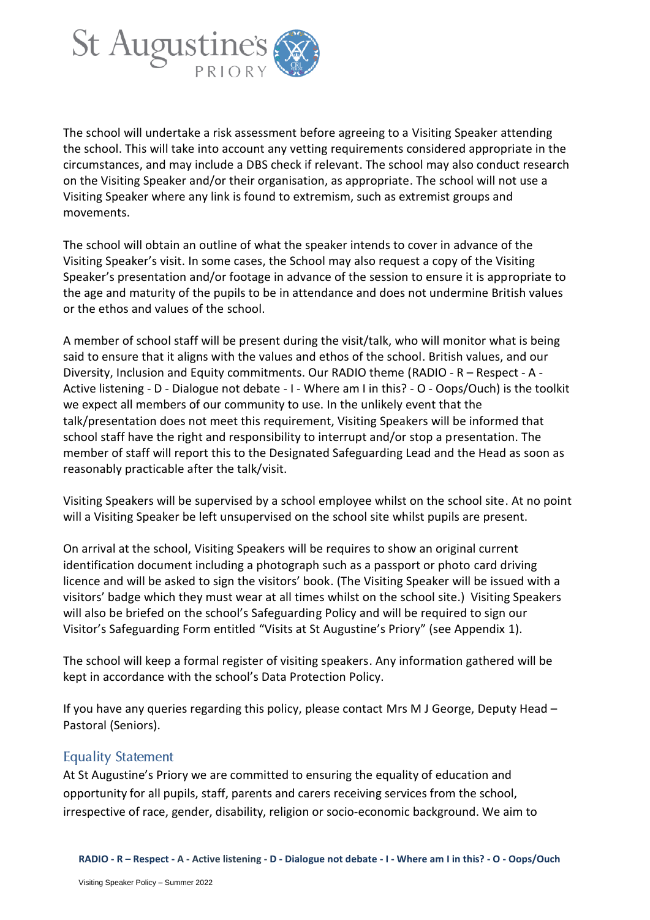The school will undertake a risk assessment before agreeing to a Visiting Speaker attending the school. This will take into account any vetting requirements considered appropriate in the circumstances, and may include a DBS check if relevant. The school may also conduct research on the Visiting Speaker and/or their organisation, as appropriate. The school will not use a Visiting Speaker where any link is found to extremism, such as extremist groups and movements.

The school will obtain an outline of what the speaker intends to cover in advance of the Visiting Speaker's visit. In some cases, the School may also request a copy of the Visiting Speaker's presentation and/or footage in advance of the session to ensure it is appropriate to the age and maturity of the pupils to be in attendance and does not undermine British values or the ethos and values of the school.

A member of school staff will be present during the visit/talk, who will monitor what is being said to ensure that it aligns with the values and ethos of the school. British values, and our Diversity, Inclusion and Equity commitments. Our RADIO theme (RADIO - R – Respect - A - Active listening - D - Dialogue not debate - I - Where am I in this? - O - Oops/Ouch) is the toolkit we expect all members of our community to use. In the unlikely event that the talk/presentation does not meet this requirement, Visiting Speakers will be informed that school staff have the right and responsibility to interrupt and/or stop a presentation. The member of staff will report this to the Designated Safeguarding Lead and the Head as soon as reasonably practicable after the talk/visit.

Visiting Speakers will be supervised by a school employee whilst on the school site. At no point will a Visiting Speaker be left unsupervised on the school site whilst pupils are present.

On arrival at the school, Visiting Speakers will be requires to show an original current identification document including a photograph such as a passport or photo card driving licence and will be asked to sign the visitors' book. (The Visiting Speaker will be issued with a visitors' badge which they must wear at all times whilst on the school site.) Visiting Speakers will also be briefed on the school's Safeguarding Policy and will be required to sign our Visitor's Safeguarding Form entitled "Visits at St Augustine's Priory" (see Appendix 1).

The school will keep a formal register of visiting speakers. Any information gathered will be kept in accordance with the school's Data Protection Policy.

If you have any queries regarding this policy, please contact Mrs M J George, Deputy Head – Pastoral (Seniors).

## Equality Statement

At St Augustine's Priory we are committed to ensuring the equality of education and opportunity for all pupils, staff, parents and carers receiving services from the school, irrespective of race, gender, disability, religion or socio-economic background. We aim to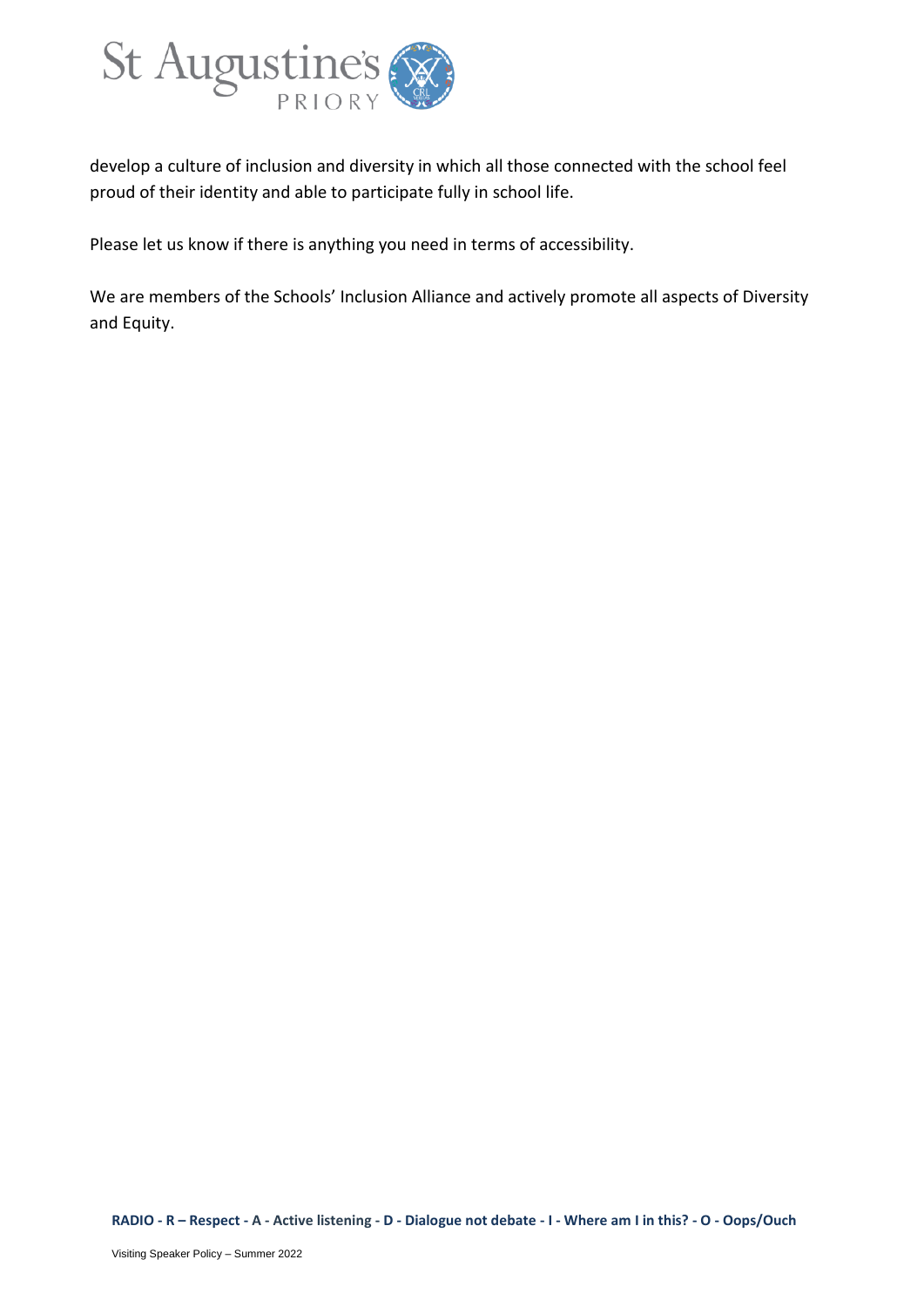develop a culture of inclusion and diversity in which all those connected with the school feel proud of their identity and able to participate fully in school life.

Please let us know if there is anything you need in terms of accessibility.

We are members of the Schools' Inclusion Alliance and actively promote all aspects of Diversity and Equity.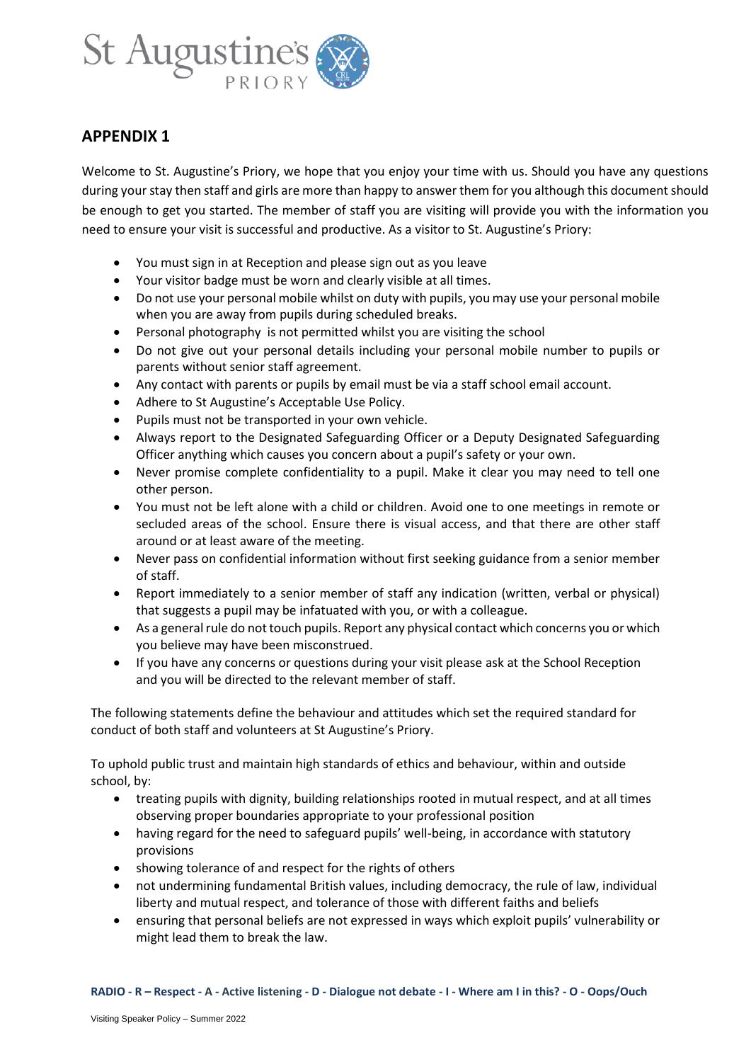## APPENDIX 1

Welcome to St. Augustine's Priory, we hope that you enjoy your time with us. Should you have any questions during your stay then staff and girls are more than happy to answer them for you although this document should be enough to get you started. The member of staff you are visiting will provide you with the information you need to ensure your visit is successful and productive. As a visitor to St. Augustine's Priory:

- You must sign in at Reception and please sign out as you leave
- Your visitor badge must be worn and clearly visible at all times.
- Do not use your personal mobile whilst on duty with pupils, you may use your personal mobile when you are away from pupils during scheduled breaks.
- Personal photography is not permitted whilst you are visiting the school
- Do not give out your personal details including your personal mobile number to pupils or parents without senior staff agreement.
- Any contact with parents or pupils by email must be via a staff school email account.
- Adhere to St Augustine's Acceptable Use Policy.
- Pupils must not be transported in your own vehicle.
- Always report to the Designated Safeguarding Officer or a Deputy Designated Safeguarding Officer anything which causes you concern about a pupil's safety or your own.
- Never promise complete confidentiality to a pupil. Make it clear you may need to tell one other person.
- You must not be left alone with a child or children. Avoid one to one meetings in remote or secluded areas of the school. Ensure there is visual access, and that there are other staff around or at least aware of the meeting.
- Never pass on confidential information without first seeking guidance from a senior member of staff.
- Report immediately to a senior member of staff any indication (written, verbal or physical) that suggests a pupil may be infatuated with you, or with a colleague.
- As a general rule do not touch pupils. Report any physical contact which concerns you or which you believe may have been misconstrued.
- If you have any concerns or questions during your visit please ask at the School Reception and you will be directed to the relevant member of staff.

The following statements define the behaviour and attitudes which set the required standard for conduct of both staff and volunteers at St Augustine's Priory.

To uphold public trust and maintain high standards of ethics and behaviour, within and outside school, by:

- treating pupils with dignity, building relationships rooted in mutual respect, and at all times observing proper boundaries appropriate to your professional position
- having regard for the need to safeguard pupils' well-being, in accordance with statutory provisions
- showing tolerance of and respect for the rights of others
- not undermining fundamental British values, including democracy, the rule of law, individual liberty and mutual respect, and tolerance of those with different faiths and beliefs
- ensuring that personal beliefs are not expressed in ways which exploit pupils' vulnerability or might lead them to break the law.

**RADIO - R – Respect - A - Active listening - D - Dialogue not debate - I - Where am I in this? - O - Oops/Ouch**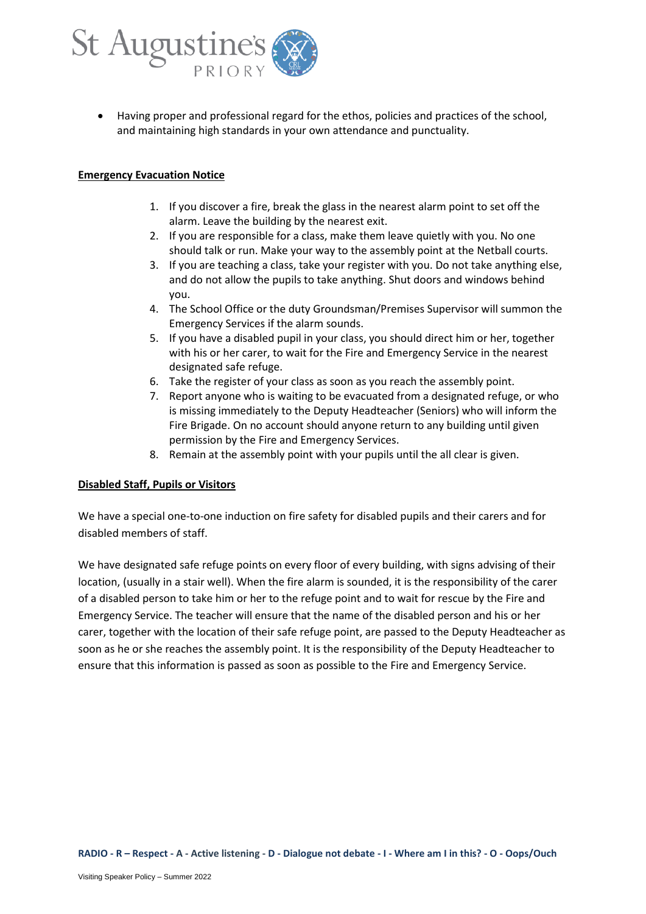- Having proper and professional regard for the ethos, policies and practices of the school, and maintaining high standards in your own attendance and punctuality.

**Emergency Evacuation Notice**

1. If you discover a fire, break the glass in the nearest alarm point to set off the alarm. Leave the building by the nearest exit.
2. If you are responsible for a class, make them leave quietly with you. No one should talk or run. Make your way to the assembly point at the Netball courts.
3. If you are teaching a class, take your register with you. Do not take anything else, and do not allow the pupils to take anything. Shut doors and windows behind you.
4. The School Office or the duty Groundsman/Premises Supervisor will summon the Emergency Services if the alarm sounds.
5. If you have a disabled pupil in your class, you should direct him or her, together with his or her carer, to wait for the Fire and Emergency Service in the nearest designated safe refuge.
6. Take the register of your class as soon as you reach the assembly point.
7. Report anyone who is waiting to be evacuated from a designated refuge, or who is missing immediately to the Deputy Headteacher (Seniors) who will inform the Fire Brigade. On no account should anyone return to any building until given permission by the Fire and Emergency Services.
8. Remain at the assembly point with your pupils until the all clear is given.

**Disabled Staff, Pupils or Visitors**

We have a special one-to-one induction on fire safety for disabled pupils and their carers and for disabled members of staff.

We have designated safe refuge points on every floor of every building, with signs advising of their location, (usually in a stair well). When the fire alarm is sounded, it is the responsibility of the carer of a disabled person to take him or her to the refuge point and to wait for rescue by the Fire and Emergency Service. The teacher will ensure that the name of the disabled person and his or her carer, together with the location of their safe refuge point, are passed to the Deputy Headteacher as soon as he or she reaches the assembly point. It is the responsibility of the Deputy Headteacher to ensure that this information is passed as soon as possible to the Fire and Emergency Service.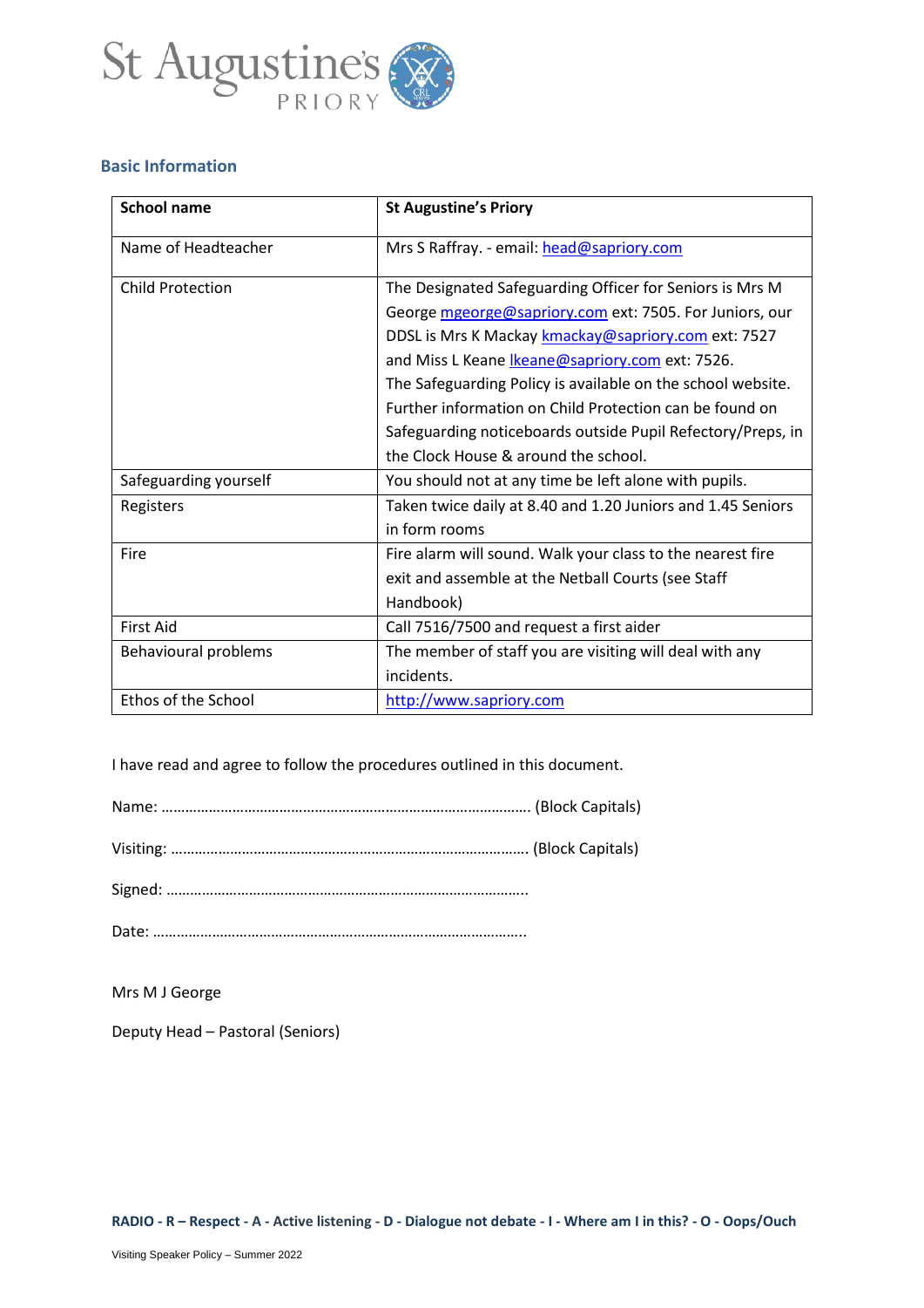## Basic Information

| School name | St Augustine's Priory |
|---|---|
| Name of Headteacher | Mrs S Raffray. - email: head@sapriory.com |
| Child Protection | The Designated Safeguarding Officer for Seniors is Mrs M George mgeorge@sapriory.com ext: 7505. For Juniors, our DDSL is Mrs K Mackay kmackay@sapriory.com ext: 7527 and Miss L Keane lkeane@sapriory.com ext: 7526. The Safeguarding Policy is available on the school website. Further information on Child Protection can be found on Safeguarding noticeboards outside Pupil Refectory/Preps, in the Clock House & around the school. |
| Safeguarding yourself | You should not at any time be left alone with pupils. |
| Registers | Taken twice daily at 8.40 and 1.20 Juniors and 1.45 Seniors in form rooms |
| Fire | Fire alarm will sound. Walk your class to the nearest fire exit and assemble at the Netball Courts (see Staff Handbook) |
| First Aid | Call 7516/7500 and request a first aider |
| Behavioural problems | The member of staff you are visiting will deal with any incidents. |
| Ethos of the School | http://www.sapriory.com |

I have read and agree to follow the procedures outlined in this document.

Name: ………………………………………………………………………………. (Block Capitals)

Visiting: ……………………………………………………………………………. (Block Capitals)

Signed: ……………………………………………………………………………..

Date: ………………………………………………………………………………..

Mrs M J George

Deputy Head – Pastoral (Seniors)

**RADIO - R – Respect - A - Active listening - D - Dialogue not debate - I - Where am I in this? - O - Oops/Ouch**

Visiting Speaker Policy – Summer 2022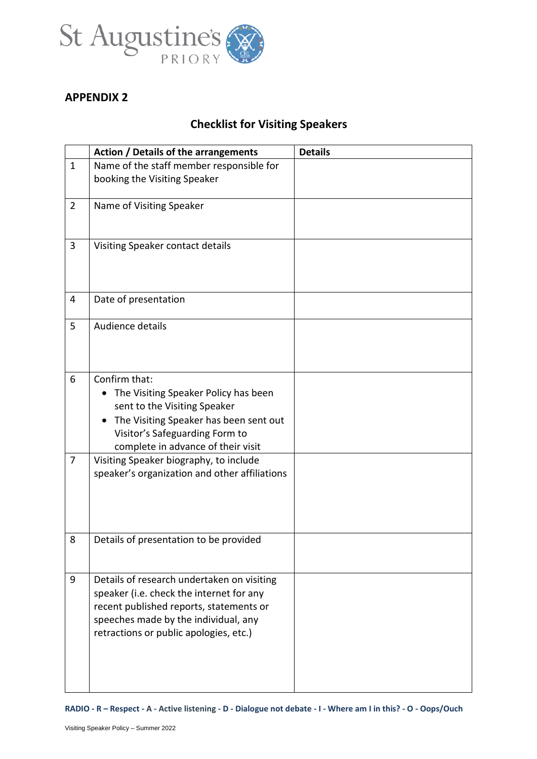## APPENDIX 2

### Checklist for Visiting Speakers

| | Action / Details of the arrangements | Details |
|---|---|---|
| 1 | Name of the staff member responsible for booking the Visiting Speaker | |
| 2 | Name of Visiting Speaker | |
| 3 | Visiting Speaker contact details | |
| 4 | Date of presentation | |
| 5 | Audience details | |
| 6 | Confirm that:<br>• The Visiting Speaker Policy has been sent to the Visiting Speaker<br>• The Visiting Speaker has been sent out Visitor's Safeguarding Form to complete in advance of their visit | |
| 7 | Visiting Speaker biography, to include speaker's organization and other affiliations | |
| 8 | Details of presentation to be provided | |
| 9 | Details of research undertaken on visiting speaker (i.e. check the internet for any recent published reports, statements or speeches made by the individual, any retractions or public apologies, etc.) | |

**RADIO - R – Respect - A - Active listening - D - Dialogue not debate - I - Where am I in this? - O - Oops/Ouch**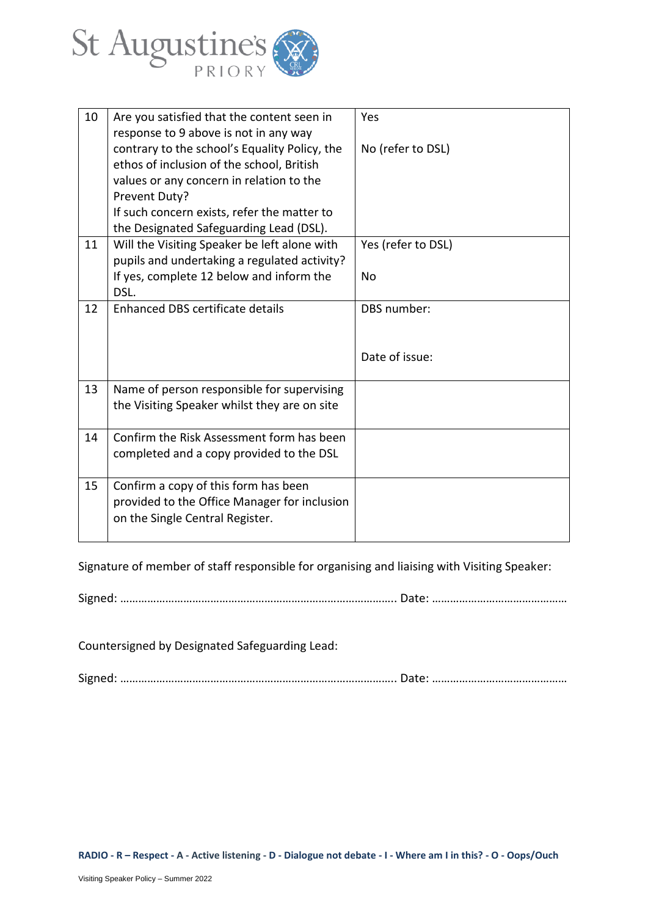| 10 | Are you satisfied that the content seen in response to 9 above is not in any way contrary to the school's Equality Policy, the ethos of inclusion of the school, British values or any concern in relation to the Prevent Duty?<br>If such concern exists, refer the matter to the Designated Safeguarding Lead (DSL). | Yes<br><br>No (refer to DSL) |
|---|---|---|
| 11 | Will the Visiting Speaker be left alone with pupils and undertaking a regulated activity?<br>If yes, complete 12 below and inform the DSL. | Yes (refer to DSL)<br><br>No |
| 12 | Enhanced DBS certificate details | DBS number:<br><br>Date of issue: |
| 13 | Name of person responsible for supervising the Visiting Speaker whilst they are on site | |
| 14 | Confirm the Risk Assessment form has been completed and a copy provided to the DSL | |
| 15 | Confirm a copy of this form has been provided to the Office Manager for inclusion on the Single Central Register. | |

Signature of member of staff responsible for organising and liaising with Visiting Speaker:

Signed: ……………………………………………………………………………….. Date: ………………………………………

Countersigned by Designated Safeguarding Lead:

Signed: ……………………………………………………………………………….. Date: ………………………………………

**RADIO - R – Respect - A - Active listening - D - Dialogue not debate - I - Where am I in this? - O - Oops/Ouch**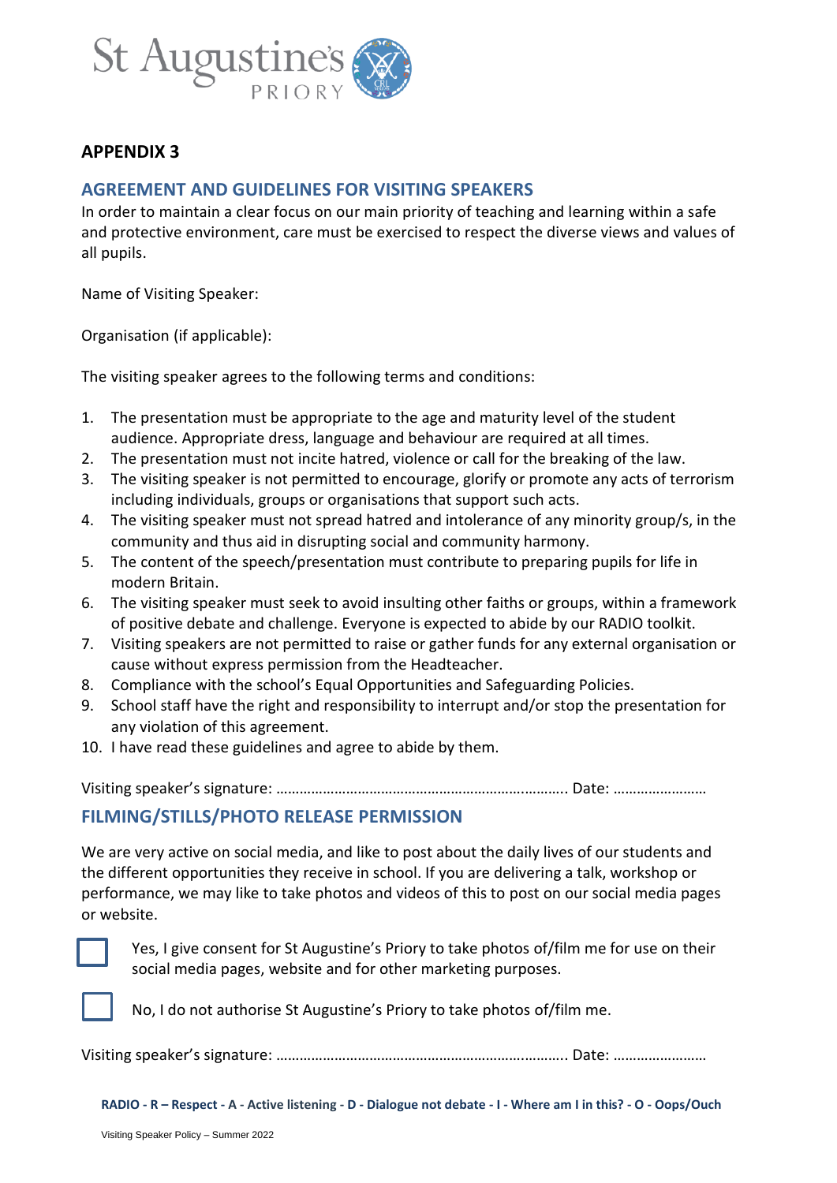## APPENDIX 3

### AGREEMENT AND GUIDELINES FOR VISITING SPEAKERS

In order to maintain a clear focus on our main priority of teaching and learning within a safe and protective environment, care must be exercised to respect the diverse views and values of all pupils.

Name of Visiting Speaker:

Organisation (if applicable):

The visiting speaker agrees to the following terms and conditions:

1. The presentation must be appropriate to the age and maturity level of the student audience. Appropriate dress, language and behaviour are required at all times.
2. The presentation must not incite hatred, violence or call for the breaking of the law.
3. The visiting speaker is not permitted to encourage, glorify or promote any acts of terrorism including individuals, groups or organisations that support such acts.
4. The visiting speaker must not spread hatred and intolerance of any minority group/s, in the community and thus aid in disrupting social and community harmony.
5. The content of the speech/presentation must contribute to preparing pupils for life in modern Britain.
6. The visiting speaker must seek to avoid insulting other faiths or groups, within a framework of positive debate and challenge. Everyone is expected to abide by our RADIO toolkit.
7. Visiting speakers are not permitted to raise or gather funds for any external organisation or cause without express permission from the Headteacher.
8. Compliance with the school's Equal Opportunities and Safeguarding Policies.
9. School staff have the right and responsibility to interrupt and/or stop the presentation for any violation of this agreement.
10. I have read these guidelines and agree to abide by them.

Visiting speaker's signature: ………………………………………………………………….. Date: ……………………

### FILMING/STILLS/PHOTO RELEASE PERMISSION

We are very active on social media, and like to post about the daily lives of our students and the different opportunities they receive in school. If you are delivering a talk, workshop or performance, we may like to take photos and videos of this to post on our social media pages or website.

☐ Yes, I give consent for St Augustine's Priory to take photos of/film me for use on their social media pages, website and for other marketing purposes.

☐ No, I do not authorise St Augustine's Priory to take photos of/film me.

Visiting speaker's signature: ………………………………………………………………….. Date: ……………………

**RADIO - R – Respect - A - Active listening - D - Dialogue not debate - I - Where am I in this? - O - Oops/Ouch**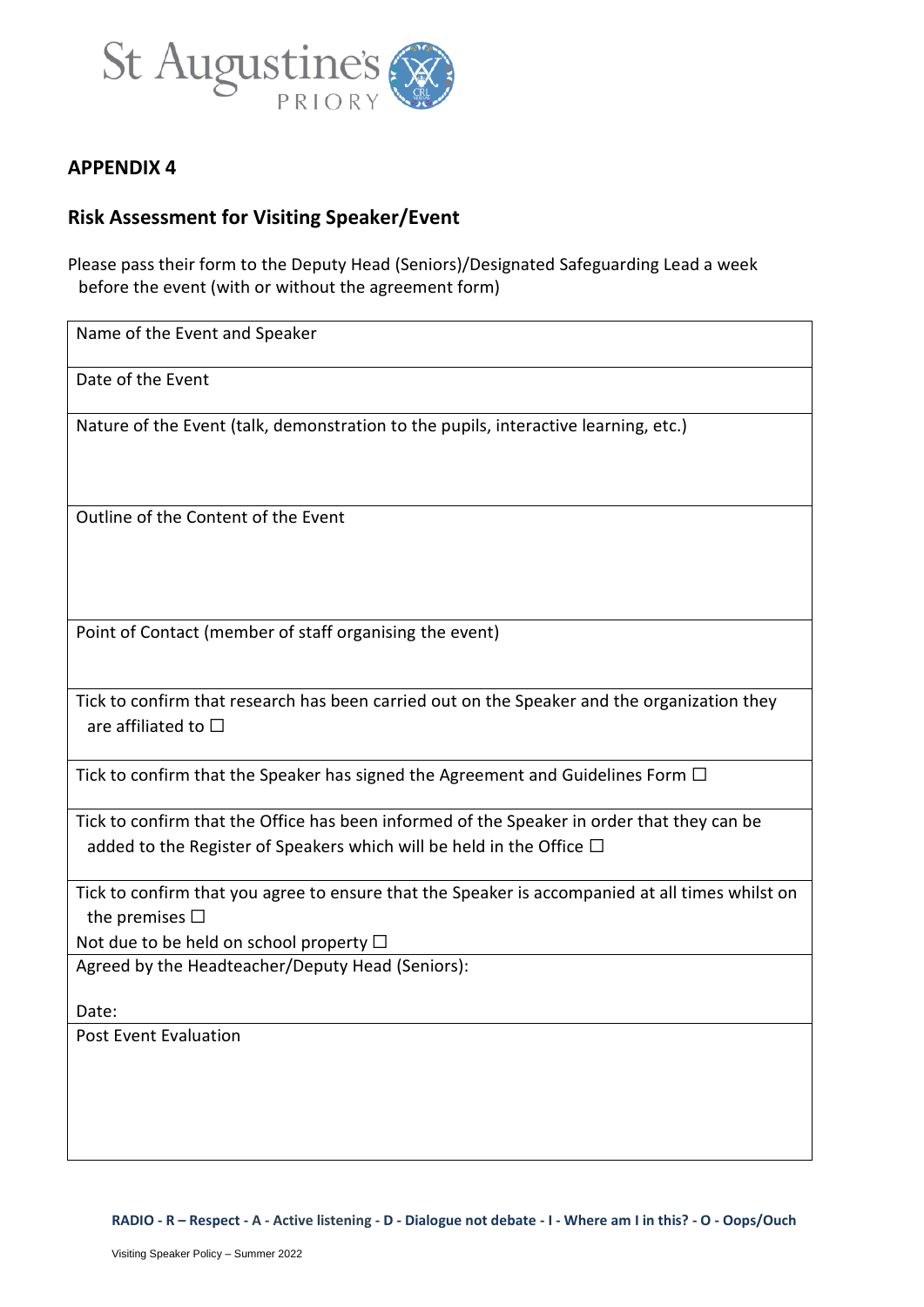## APPENDIX 4

## Risk Assessment for Visiting Speaker/Event

Please pass their form to the Deputy Head (Seniors)/Designated Safeguarding Lead a week before the event (with or without the agreement form)

| |
|---|
| Name of the Event and Speaker |
| Date of the Event |
| Nature of the Event (talk, demonstration to the pupils, interactive learning, etc.) |
| Outline of the Content of the Event |
| Point of Contact (member of staff organising the event) |
| Tick to confirm that research has been carried out on the Speaker and the organization they are affiliated to ☐ |
| Tick to confirm that the Speaker has signed the Agreement and Guidelines Form ☐ |
| Tick to confirm that the Office has been informed of the Speaker in order that they can be added to the Register of Speakers which will be held in the Office ☐ |
| Tick to confirm that you agree to ensure that the Speaker is accompanied at all times whilst on the premises ☐<br>Not due to be held on school property ☐ |
| Agreed by the Headteacher/Deputy Head (Seniors):<br><br>Date: |
| Post Event Evaluation |

**RADIO - R – Respect - A - Active listening - D - Dialogue not debate - I - Where am I in this? - O - Oops/Ouch**